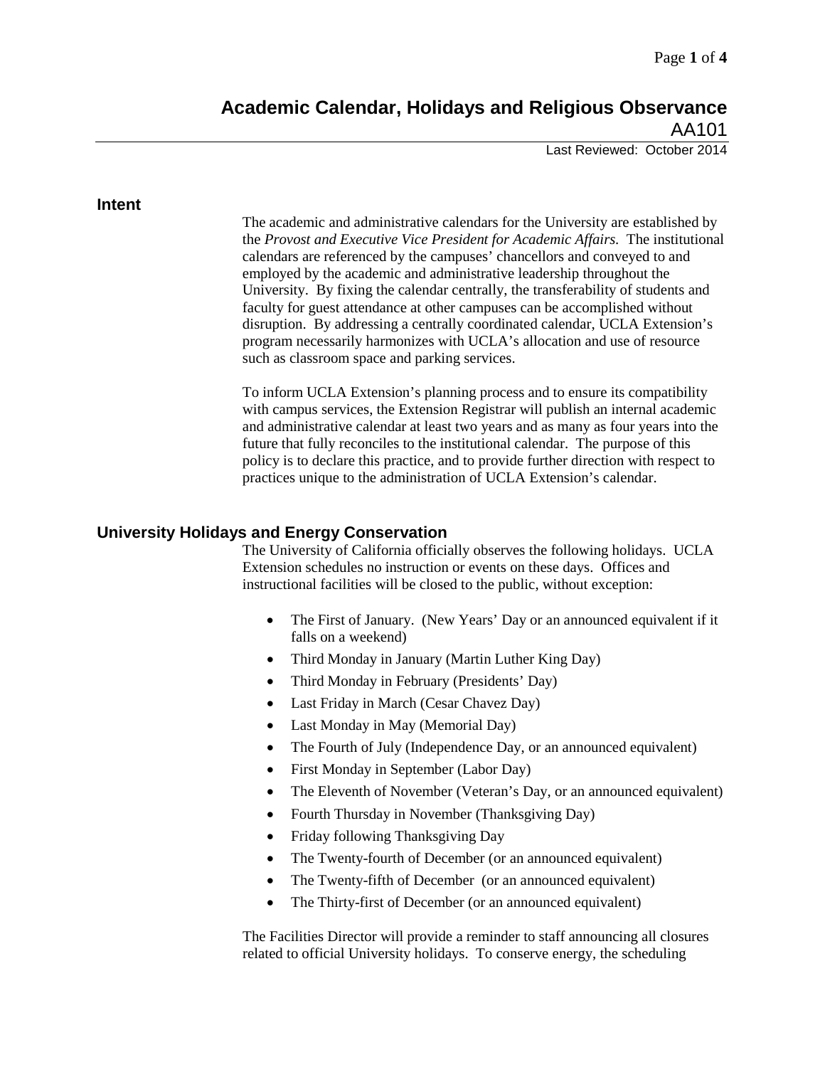# Academic Calendar, Holidays and Religious Observance

AA101

Last Reviewed: October 2014

## Intent

The academic and administrative calendars for the University are established by the *Provost and Executive Vice President for Academic Affairs.* The institutional calendars are referenced by the campuses' chancellors and conveyed to and employed by the academic and administrative leadership throughout the University. By fixing the calendar centrally, the transferability of students and faculty for guest attendance at other campuses can be accomplished without disruption. By addressing a centrally coordinated calendar, UCLA Extension's program necessarily harmonizes with UCLA's allocation and use of resource such as classroom space and parking services.

To inform UCLA Extension's planning process and to ensure its compatibility with campus services, the Extension Registrar will publish an internal academic and administrative calendar at least two years and as many as four years into the future that fully reconciles to the institutional calendar. The purpose of this policy is to declare this practice, and to provide further direction with respect to practices unique to the administration of UCLA Extension's calendar.

## University Holidays and Energy Conservation

The University of California officially observes the following holidays. UCLA Extension schedules no instruction or events on these days. Offices and instructional facilities will be closed to the public, without exception:

- The First of January. (New Years' Day or an announced equivalent if it falls on a weekend)
- Third Monday in January (Martin Luther King Day)
- Third Monday in February (Presidents' Day)
- Last Friday in March (Cesar Chavez Day)
- Last Monday in May (Memorial Day)
- The Fourth of July (Independence Day, or an announced equivalent)
- First Monday in September (Labor Day)
- The Eleventh of November (Veteran's Day, or an announced equivalent)
- Fourth Thursday in November (Thanksgiving Day)
- Friday following Thanksgiving Day
- The Twenty-fourth of December (or an announced equivalent)
- The Twenty-fifth of December (or an announced equivalent)
- The Thirty-first of December (or an announced equivalent)

The Facilities Director will provide a reminder to staff announcing all closures related to official University holidays. To conserve energy, the scheduling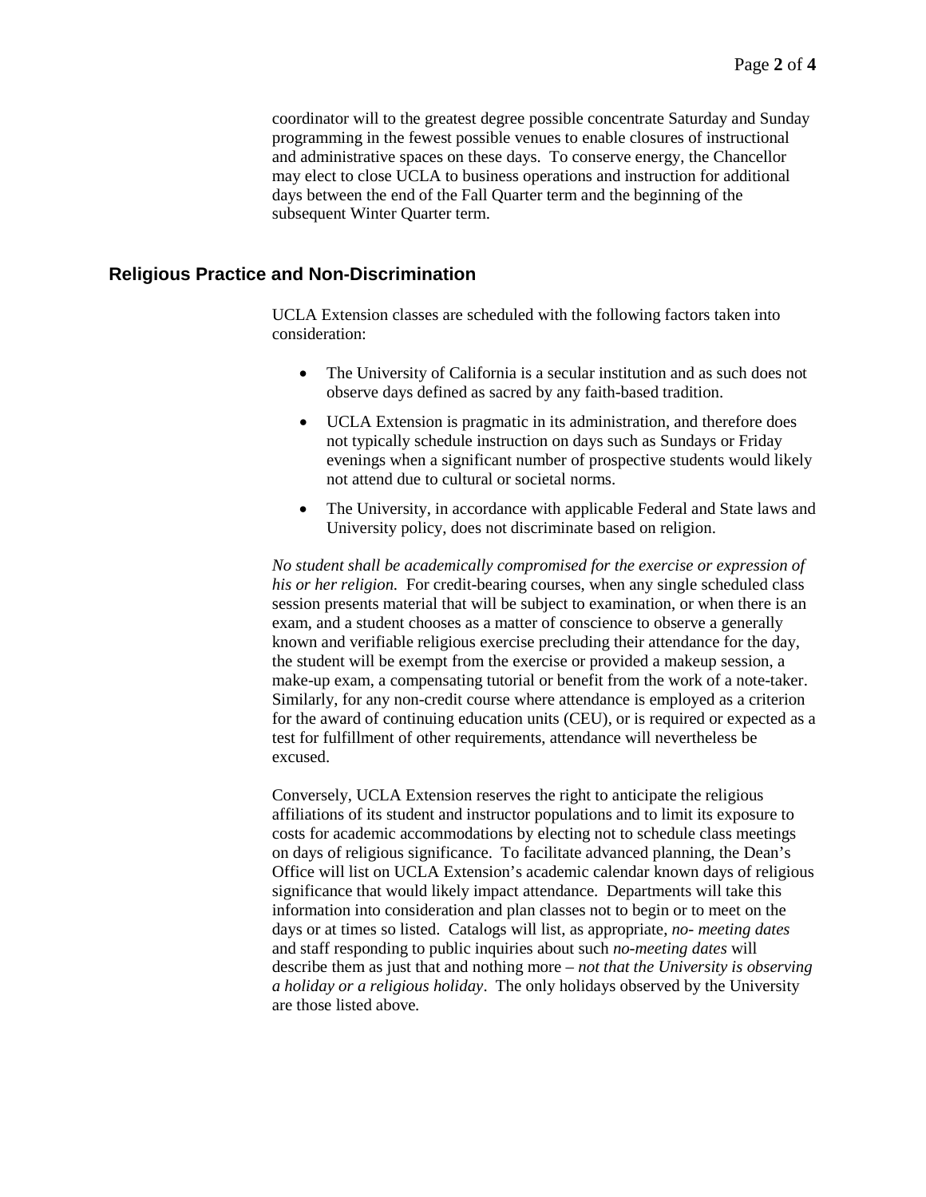coordinator will to the greatest degree possible concentrate Saturday and Sunday programming in the fewest possible venues to enable closures of instructional and administrative spaces on these days. To conserve energy, the Chancellor may elect to close UCLA to business operations and instruction for additional days between the end of the Fall Quarter term and the beginning of the subsequent Winter Quarter term.

## Religious Practice and Non-Discrimination

UCLA Extension classes are scheduled with the following factors taken into consideration:

- The University of California is a secular institution and as such does not observe days defined as sacred by any faith-based tradition.
- UCLA Extension is pragmatic in its administration, and therefore does not typically schedule instruction on days such as Sundays or Friday evenings when a significant number of prospective students would likely not attend due to cultural or societal norms.
- The University, in accordance with applicable Federal and State laws and University policy, does not discriminate based on religion.

*No student shall be academically compromised for the exercise or expression of his or her religion.* For credit-bearing courses, when any single scheduled class session presents material that will be subject to examination, or when there is an exam, and a student chooses as a matter of conscience to observe a generally known and verifiable religious exercise precluding their attendance for the day, the student will be exempt from the exercise or provided a makeup session, a make-up exam, a compensating tutorial or benefit from the work of a note-taker. Similarly, for any non-credit course where attendance is employed as a criterion for the award of continuing education units (CEU), or is required or expected as a test for fulfillment of other requirements, attendance will nevertheless be excused.

Conversely, UCLA Extension reserves the right to anticipate the religious affiliations of its student and instructor populations and to limit its exposure to costs for academic accommodations by electing not to schedule class meetings on days of religious significance. To facilitate advanced planning, the Dean's Office will list on UCLA Extension's academic calendar known days of religious significance that would likely impact attendance. Departments will take this information into consideration and plan classes not to begin or to meet on the days or at times so listed. Catalogs will list, as appropriate, *no- meeting dates* and staff responding to public inquiries about such *no-meeting dates* will describe them as just that and nothing more – *not that the University is observing a holiday or a religious holiday*. The only holidays observed by the University are those listed above.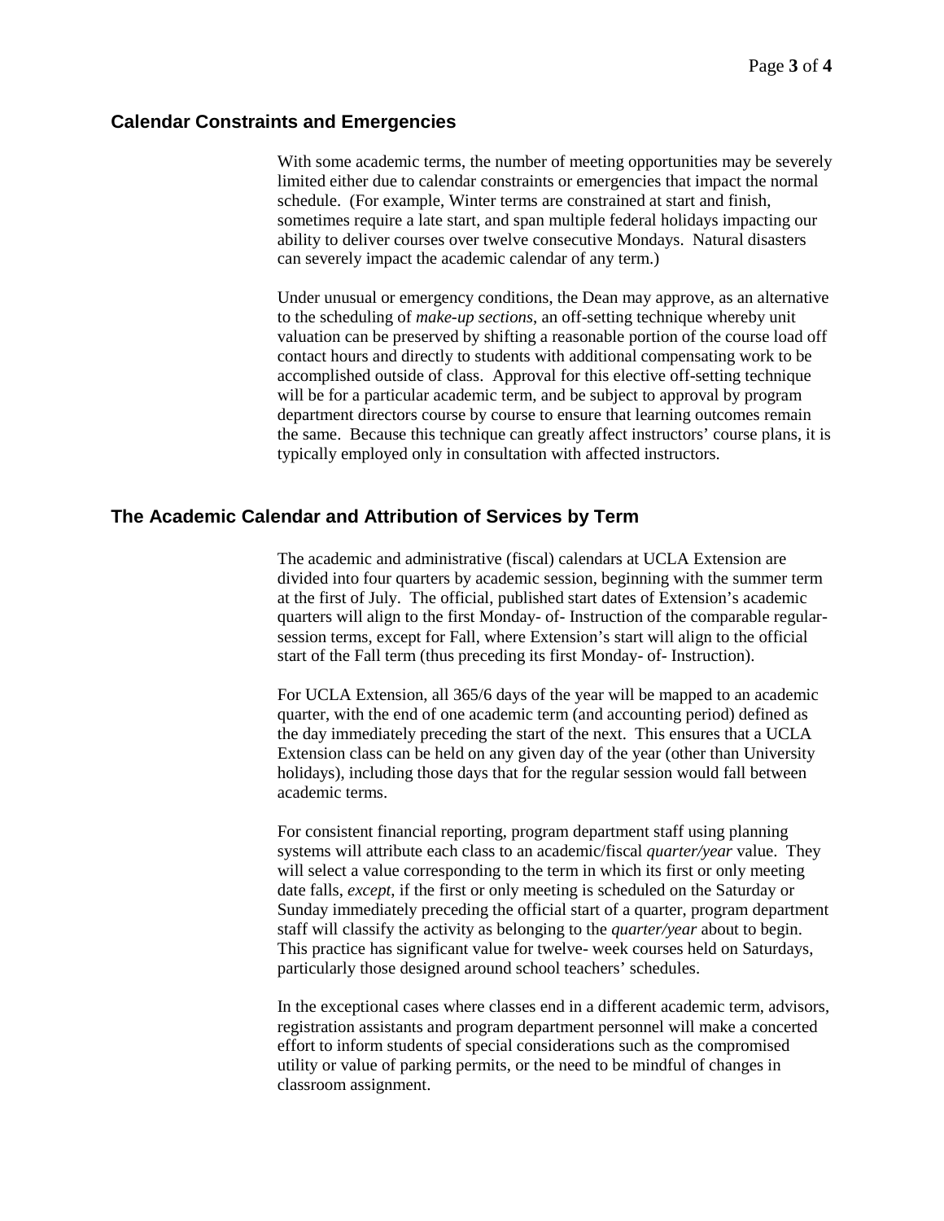## Calendar Constraints and Emergencies

With some academic terms, the number of meeting opportunities may be severely limited either due to calendar constraints or emergencies that impact the normal schedule. (For example, Winter terms are constrained at start and finish, sometimes require a late start, and span multiple federal holidays impacting our ability to deliver courses over twelve consecutive Mondays. Natural disasters can severely impact the academic calendar of any term.)

Under unusual or emergency conditions, the Dean may approve, as an alternative to the scheduling of *make-up sections*, an off-setting technique whereby unit valuation can be preserved by shifting a reasonable portion of the course load off contact hours and directly to students with additional compensating work to be accomplished outside of class. Approval for this elective off-setting technique will be for a particular academic term, and be subject to approval by program department directors course by course to ensure that learning outcomes remain the same. Because this technique can greatly affect instructors' course plans, it is typically employed only in consultation with affected instructors.

## The Academic Calendar and Attribution of Services by Term

The academic and administrative (fiscal) calendars at UCLA Extension are divided into four quarters by academic session, beginning with the summer term at the first of July. The official, published start dates of Extension's academic quarters will align to the first Monday- of- Instruction of the comparable regular-session terms, except for Fall, where Extension's start will align to the official start of the Fall term (thus preceding its first Monday- of- Instruction).

For UCLA Extension, all 365/6 days of the year will be mapped to an academic quarter, with the end of one academic term (and accounting period) defined as the day immediately preceding the start of the next. This ensures that a UCLA Extension class can be held on any given day of the year (other than University holidays), including those days that for the regular session would fall between academic terms.

For consistent financial reporting, program department staff using planning systems will attribute each class to an academic/fiscal *quarter/year* value. They will select a value corresponding to the term in which its first or only meeting date falls, *except,* if the first or only meeting is scheduled on the Saturday or Sunday immediately preceding the official start of a quarter, program department staff will classify the activity as belonging to the *quarter/year* about to begin. This practice has significant value for twelve- week courses held on Saturdays, particularly those designed around school teachers' schedules.

In the exceptional cases where classes end in a different academic term, advisors, registration assistants and program department personnel will make a concerted effort to inform students of special considerations such as the compromised utility or value of parking permits, or the need to be mindful of changes in classroom assignment.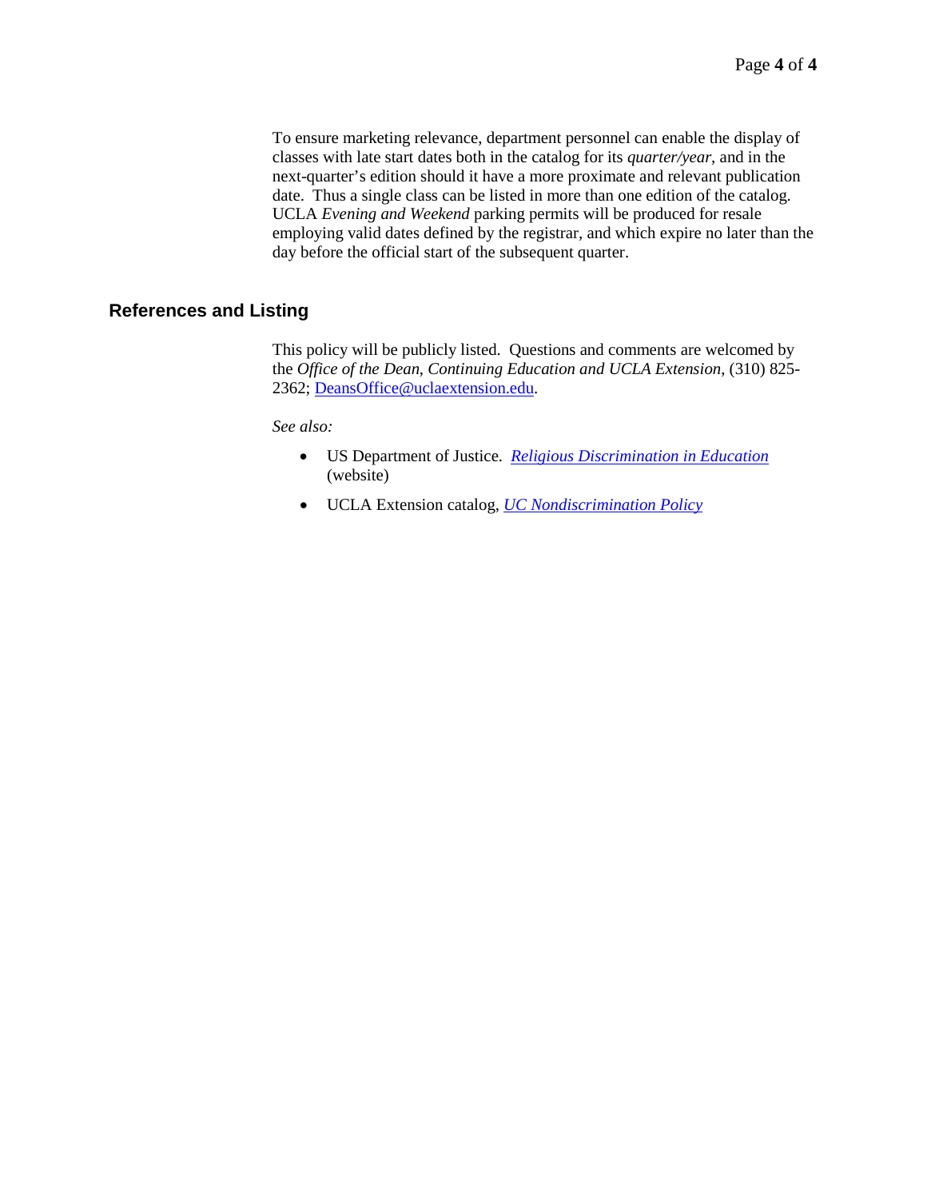To ensure marketing relevance, department personnel can enable the display of classes with late start dates both in the catalog for its *quarter/year*, and in the next-quarter's edition should it have a more proximate and relevant publication date. Thus a single class can be listed in more than one edition of the catalog. UCLA *Evening and Weekend* parking permits will be produced for resale employing valid dates defined by the registrar, and which expire no later than the day before the official start of the subsequent quarter.

## References and Listing

This policy will be publicly listed. Questions and comments are welcomed by the *Office of the Dean, Continuing Education and UCLA Extension*, (310) 825-2362; DeansOffice@uclaextension.edu.

*See also:*

- US Department of Justice. *Religious Discrimination in Education* (website)
- UCLA Extension catalog, *UC Nondiscrimination Policy*